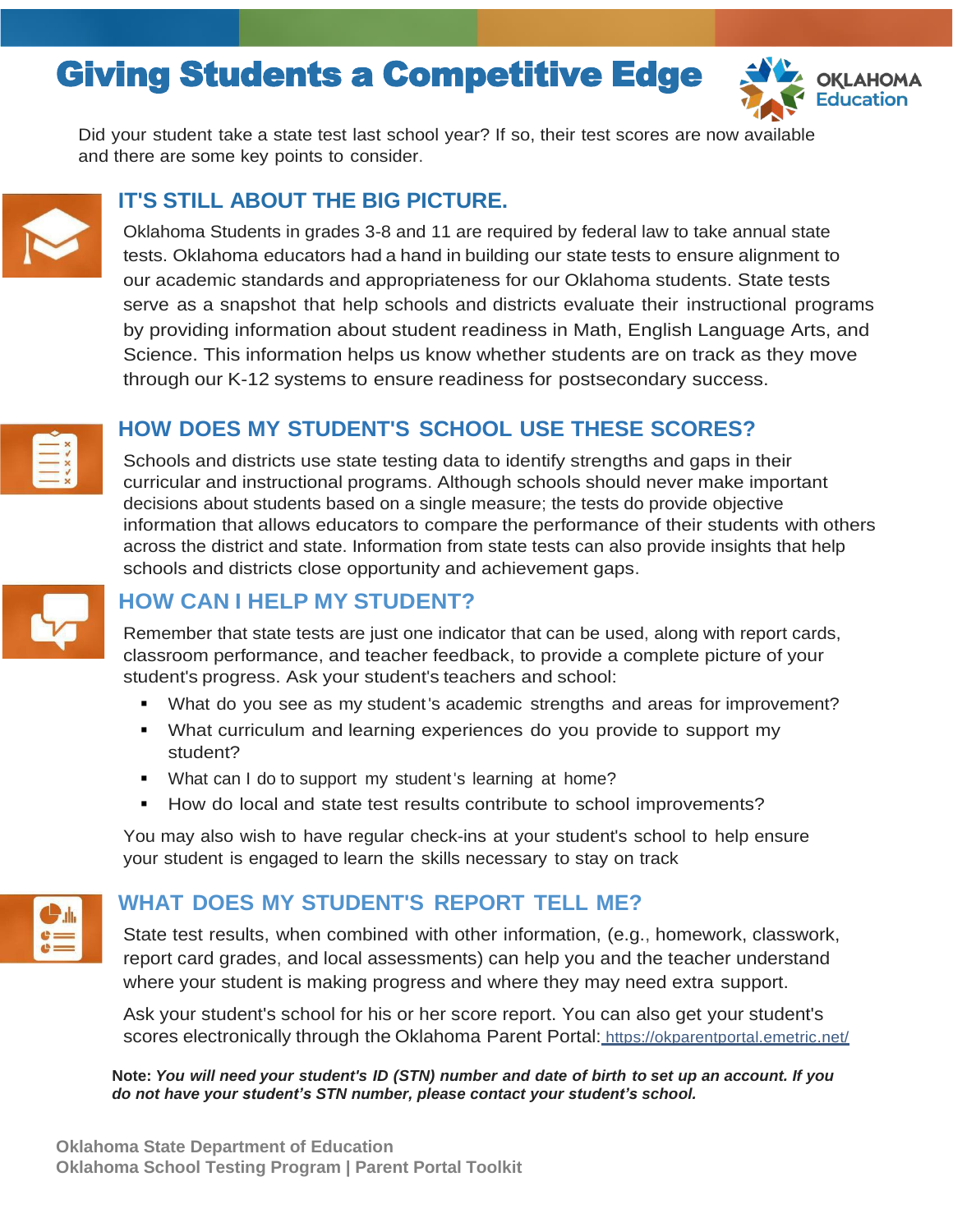# Giving Students a Competitive Edge

Did your student take a state test last school year? If so, their test scores are now available and there are some key points to consider.

## IT'S STILL ABOUT THE BIG PICTURE.

Oklahoma Students in grades 3-8 and 11 are required by federal law to take annual state tests. Oklahoma educators had a hand in building our state tests to ensure alignment to our academic standards and appropriateness for our Oklahoma students. State tests serve as a snapshot that help schools and districts evaluate their instructional programs by providing information about student readiness in Math, English Language Arts, and Science. This information helps us know whether students are on track as they move through our K-12 systems to ensure readiness for postsecondary success.

## HOW DOES MY STUDENT'S SCHOOL USE THESE SCORES?

Schools and districts use state testing data to identify strengths and gaps in their curricular and instructional programs. Although schools should never make important decisions about students based on a single measure; the tests do provide objective information that allows educators to compare the performance of their students with others across the district and state. Information from state tests can also provide insights that help schools and districts close opportunity and achievement gaps.

## HOW CAN I HELP MY STUDENT?

Remember that state tests are just one indicator that can be used, along with report cards, classroom performance, and teacher feedback, to provide a complete picture of your student's progress. Ask your student's teachers and school:

- What do you see as my student's academic strengths and areas for improvement?
- What curriculum and learning experiences do you provide to support my student?
- What can I do to support my student's learning at home?
- How do local and state test results contribute to school improvements?

You may also wish to have regular check-ins at your student's school to help ensure your student is engaged to learn the skills necessary to stay on track

## WHAT DOES MY STUDENT'S REPORT TELL ME?

State test results, when combined with other information, (e.g., homework, classwork, report card grades, and local assessments) can help you and the teacher understand where your student is making progress and where they may need extra support.

Ask your student's school for his or her score report. You can also get your student's scores electronically through the Oklahoma Parent Portal: https://okparentportal.emetric.net/

**Note:** ***You will need your student's ID (STN) number and date of birth to set up an account. If you do not have your student's STN number, please contact your student's school.***

**Oklahoma State Department of Education**
**Oklahoma School Testing Program | Parent Portal Toolkit**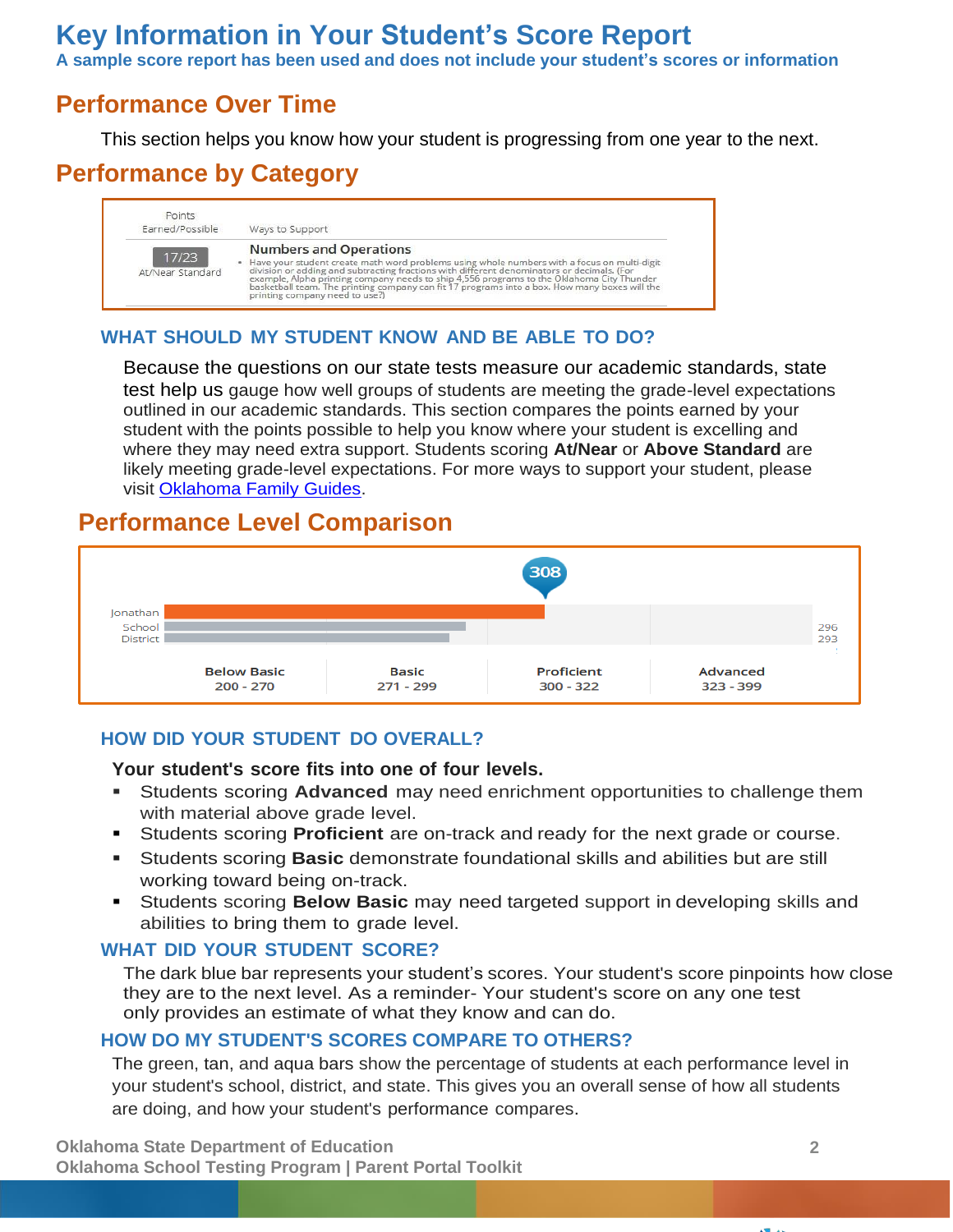# Key Information in Your Student's Score Report

**A sample score report has been used and does not include your student's scores or information**

## Performance Over Time

This section helps you know how your student is progressing from one year to the next.

## Performance by Category

Points Earned/Possible

Ways to Support

17/23

At/Near Standard

Numbers and Operations

- Have your student create math word problems using whole numbers with a focus on multi-digit division or adding and subtracting fractions with different denominators or decimals. (For example, Alpha printing company needs to ship 4,556 programs to the Oklahoma City Thunder basketball team. The printing company can fit 17 programs into a box. How many boxes will the printing company need to use?)

### WHAT SHOULD MY STUDENT KNOW AND BE ABLE TO DO?

Because the questions on our state tests measure our academic standards, state test help us gauge how well groups of students are meeting the grade-level expectations outlined in our academic standards. This section compares the points earned by your student with the points possible to help you know where your student is excelling and where they may need extra support. Students scoring **At/Near** or **Above Standard** are likely meeting grade-level expectations. For more ways to support your student, please visit [Oklahoma Family Guides](Oklahoma Family Guides).

## Performance Level Comparison

308

Jonathan

School

District

296

293

Below Basic 200 - 270

Basic 271 - 299

Proficient 300 - 322

Advanced 323 - 399

### HOW DID YOUR STUDENT DO OVERALL?

**Your student's score fits into one of four levels.**

- Students scoring **Advanced** may need enrichment opportunities to challenge them with material above grade level.
- Students scoring **Proficient** are on-track and ready for the next grade or course.
- Students scoring **Basic** demonstrate foundational skills and abilities but are still working toward being on-track.
- Students scoring **Below Basic** may need targeted support in developing skills and abilities to bring them to grade level.

### WHAT DID YOUR STUDENT SCORE?

The dark blue bar represents your student's scores. Your student's score pinpoints how close they are to the next level. As a reminder- Your student's score on any one test only provides an estimate of what they know and can do.

### HOW DO MY STUDENT'S SCORES COMPARE TO OTHERS?

The green, tan, and aqua bars show the percentage of students at each performance level in your student's school, district, and state. This gives you an overall sense of how all students are doing, and how your student's performance compares.